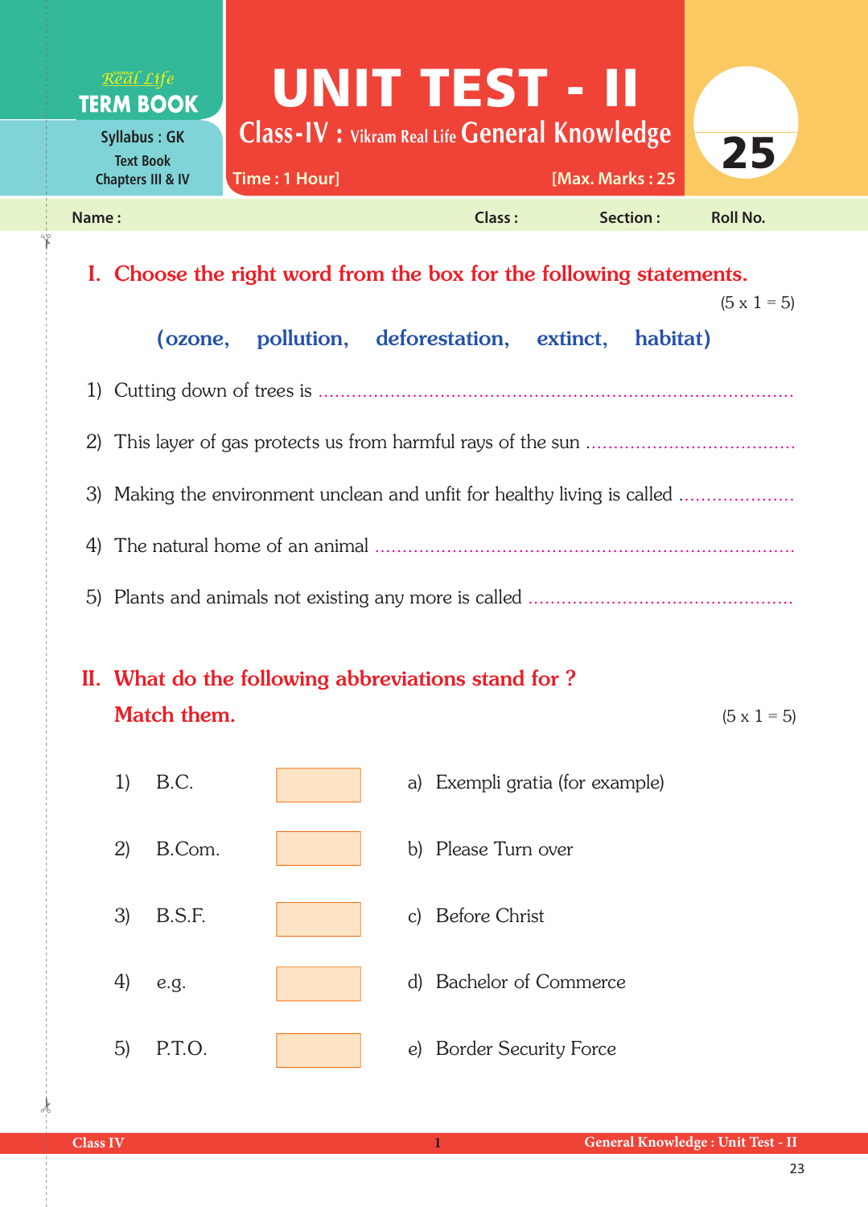Real Life
**TERM BOOK**

Syllabus : GK
Text Book
Chapters III & IV

# UNIT TEST - II

## Class-IV : Vikram Real Life General Knowledge

Time : 1 Hour] [Max. Marks : 25

25

Name : Class : Section : Roll No.

### I. Choose the right word from the box for the following statements.

(5 x 1 = 5)

**(ozone, pollution, deforestation, extinct, habitat)**

1) Cutting down of trees is ..............................

2) This layer of gas protects us from harmful rays of the sun ..............................

3) Making the environment unclean and unfit for healthy living is called ..............................

4) The natural home of an animal ..............................

5) Plants and animals not existing any more is called ..............................

### II. What do the following abbreviations stand for ? Match them.

(5 x 1 = 5)

| | | | |
|---|---|---|---|
| 1) | B.C. | | a) Exempli gratia (for example) |
| 2) | B.Com. | | b) Please Turn over |
| 3) | B.S.F. | | c) Before Christ |
| 4) | e.g. | | d) Bachelor of Commerce |
| 5) | P.T.O. | | e) Border Security Force |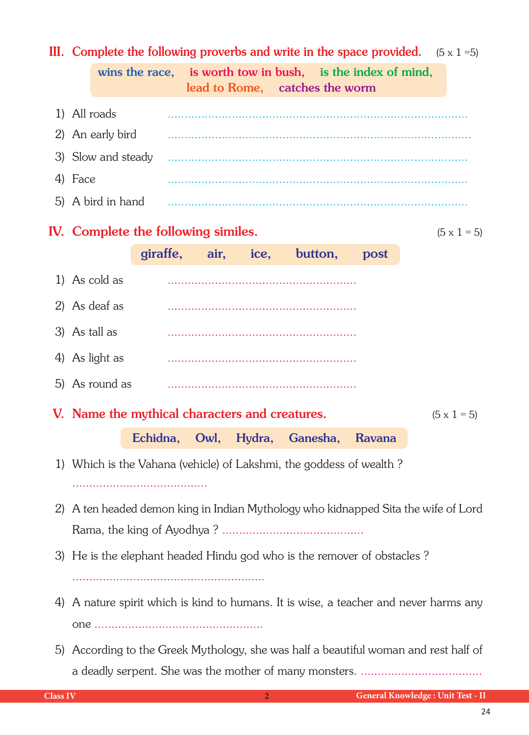## III. Complete the following proverbs and write in the space provided. (5 x 1 =5)

**wins the race, is worth tow in bush, is the index of mind, lead to Rome, catches the worm**

1) All roads ..........................................................................................
2) An early bird ..........................................................................................
3) Slow and steady ..........................................................................................
4) Face ..........................................................................................
5) A bird in hand ..........................................................................................

## IV. Complete the following similes. (5 x 1 = 5)

**giraffe, air, ice, button, post**

1) As cold as .......................................................
2) As deaf as .......................................................
3) As tall as .......................................................
4) As light as .......................................................
5) As round as .......................................................

## V. Name the mythical characters and creatures. (5 x 1 = 5)

**Echidna, Owl, Hydra, Ganesha, Ravana**

1) Which is the Vahana (vehicle) of Lakshmi, the goddess of wealth ?
   ........................................

2) A ten headed demon king in Indian Mythology who kidnapped Sita the wife of Lord Rama, the king of Ayodhya ? ..........................................

3) He is the elephant headed Hindu god who is the remover of obstacles ?
   .........................................................

4) A nature spirit which is kind to humans. It is wise, a teacher and never harms any one ..................................................

5) According to the Greek Mythology, she was half a beautiful woman and rest half of a deadly serpent. She was the mother of many monsters. ....................................